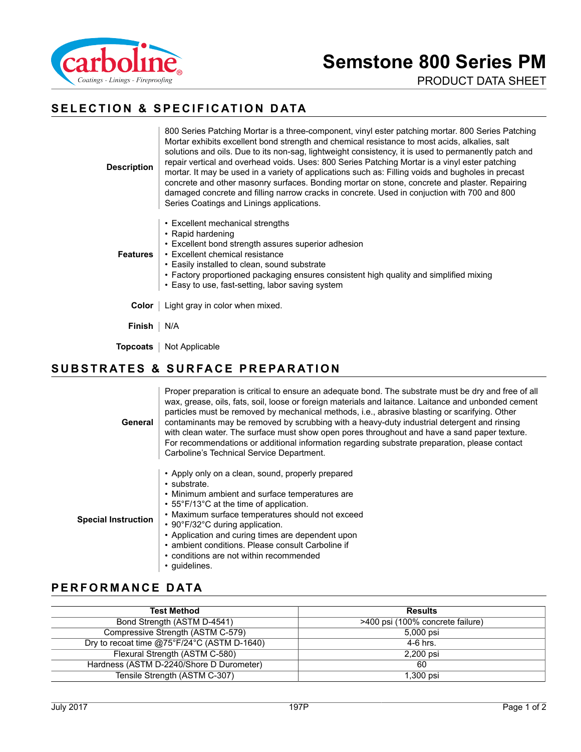# Semstone 800 Series PM

PRODUCT DATA SHEET

## SELECTION & SPECIFICATION DATA

**Description**

800 Series Patching Mortar is a three-component, vinyl ester patching mortar. 800 Series Patching Mortar exhibits excellent bond strength and chemical resistance to most acids, alkalies, salt solutions and oils. Due to its non-sag, lightweight consistency, it is used to permanently patch and repair vertical and overhead voids. Uses: 800 Series Patching Mortar is a vinyl ester patching mortar. It may be used in a variety of applications such as: Filling voids and bugholes in precast concrete and other masonry surfaces. Bonding mortar on stone, concrete and plaster. Repairing damaged concrete and filling narrow cracks in concrete. Used in conjuction with 700 and 800 Series Coatings and Linings applications.

**Features**

- Excellent mechanical strengths
- Rapid hardening
- Excellent bond strength assures superior adhesion
- Excellent chemical resistance
- Easily installed to clean, sound substrate
- Factory proportioned packaging ensures consistent high quality and simplified mixing
- Easy to use, fast-setting, labor saving system

**Color**

Light gray in color when mixed.

**Finish**

N/A

**Topcoats**

Not Applicable

## SUBSTRATES & SURFACE PREPARATION

**General**

Proper preparation is critical to ensure an adequate bond. The substrate must be dry and free of all wax, grease, oils, fats, soil, loose or foreign materials and laitance. Laitance and unbonded cement particles must be removed by mechanical methods, i.e., abrasive blasting or scarifying. Other contaminants may be removed by scrubbing with a heavy-duty industrial detergent and rinsing with clean water. The surface must show open pores throughout and have a sand paper texture. For recommendations or additional information regarding substrate preparation, please contact Carboline's Technical Service Department.

**Special Instruction**

- Apply only on a clean, sound, properly prepared
- substrate.
- Minimum ambient and surface temperatures are
- 55°F/13°C at the time of application.
- Maximum surface temperatures should not exceed
- 90°F/32°C during application.
- Application and curing times are dependent upon
- ambient conditions. Please consult Carboline if
- conditions are not within recommended
- guidelines.

## PERFORMANCE DATA

| Test Method | Results |
|---|---|
| Bond Strength (ASTM D-4541) | >400 psi (100% concrete failure) |
| Compressive Strength (ASTM C-579) | 5,000 psi |
| Dry to recoat time @75°F/24°C (ASTM D-1640) | 4-6 hrs. |
| Flexural Strength (ASTM C-580) | 2,200 psi |
| Hardness (ASTM D-2240/Shore D Durometer) | 60 |
| Tensile Strength (ASTM C-307) | 1,300 psi |

July 2017 197P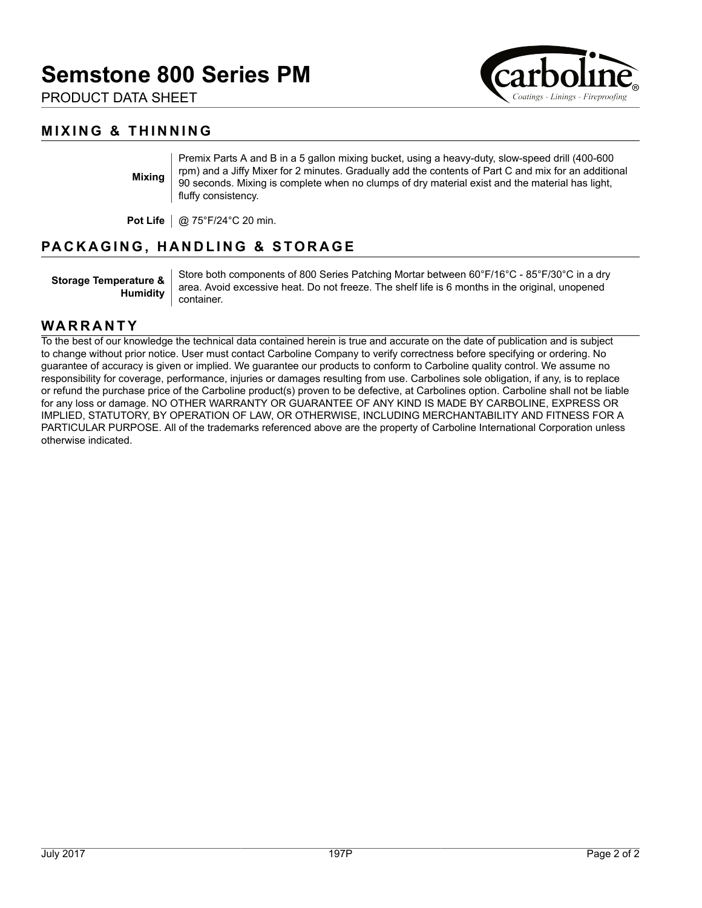## MIXING & THINNING

| | |
|---|---|
| **Mixing** | Premix Parts A and B in a 5 gallon mixing bucket, using a heavy-duty, slow-speed drill (400-600 rpm) and a Jiffy Mixer for 2 minutes. Gradually add the contents of Part C and mix for an additional 90 seconds. Mixing is complete when no clumps of dry material exist and the material has light, fluffy consistency. |
| **Pot Life** | @ 75°F/24°C 20 min. |

## PACKAGING, HANDLING & STORAGE

| | |
|---|---|
| **Storage Temperature & Humidity** | Store both components of 800 Series Patching Mortar between 60°F/16°C - 85°F/30°C in a dry area. Avoid excessive heat. Do not freeze. The shelf life is 6 months in the original, unopened container. |

## WARRANTY

To the best of our knowledge the technical data contained herein is true and accurate on the date of publication and is subject to change without prior notice. User must contact Carboline Company to verify correctness before specifying or ordering. No guarantee of accuracy is given or implied. We guarantee our products to conform to Carboline quality control. We assume no responsibility for coverage, performance, injuries or damages resulting from use. Carbolines sole obligation, if any, is to replace or refund the purchase price of the Carboline product(s) proven to be defective, at Carbolines option. Carboline shall not be liable for any loss or damage. NO OTHER WARRANTY OR GUARANTEE OF ANY KIND IS MADE BY CARBOLINE, EXPRESS OR IMPLIED, STATUTORY, BY OPERATION OF LAW, OR OTHERWISE, INCLUDING MERCHANTABILITY AND FITNESS FOR A PARTICULAR PURPOSE. All of the trademarks referenced above are the property of Carboline International Corporation unless otherwise indicated.